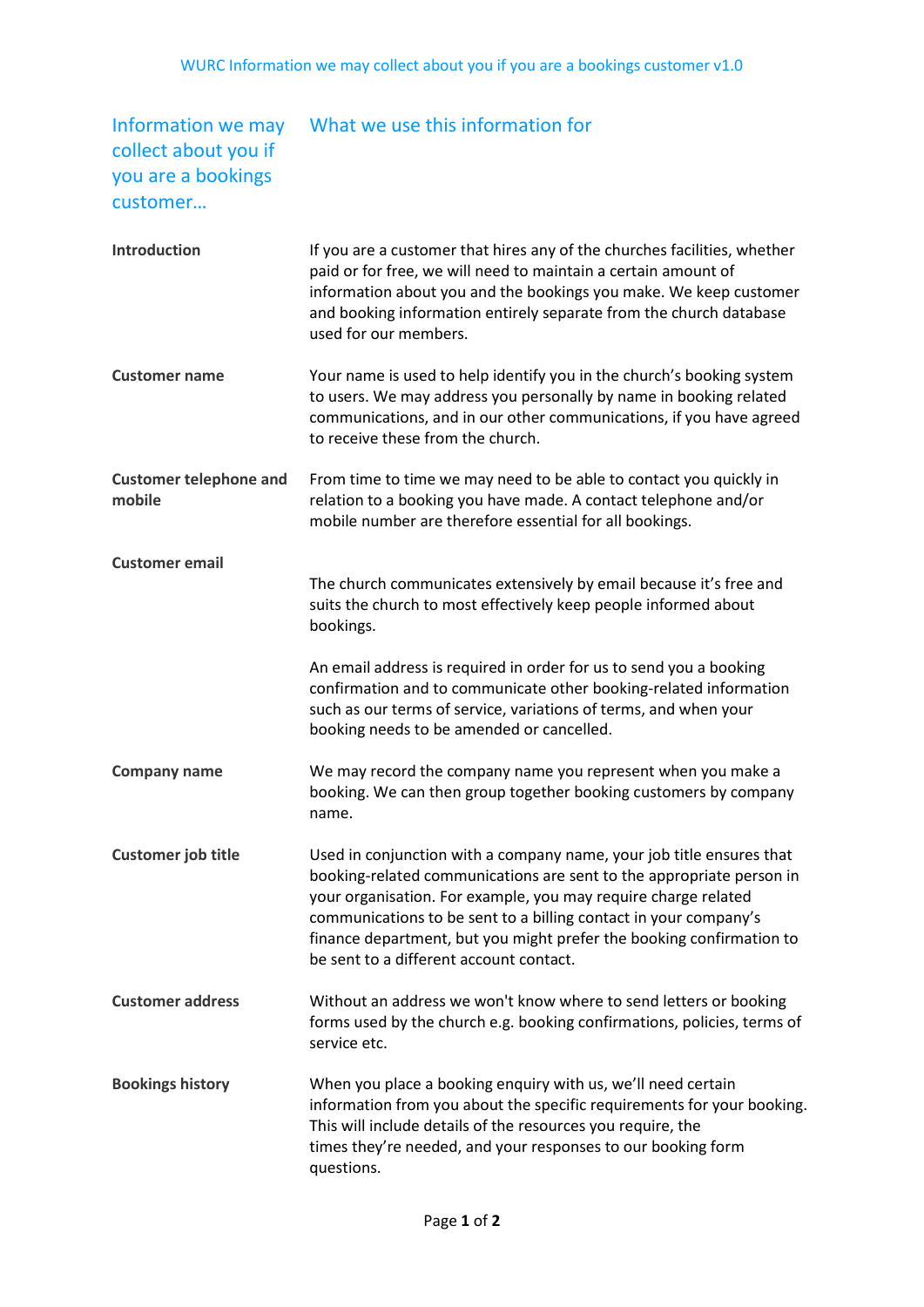WURC Information we may collect about you if you are a bookings customer v1.0

| Information we may collect about you if you are a bookings customer… | What we use this information for |
|---|---|
| **Introduction** | If you are a customer that hires any of the churches facilities, whether paid or for free, we will need to maintain a certain amount of information about you and the bookings you make. We keep customer and booking information entirely separate from the church database used for our members. |
| **Customer name** | Your name is used to help identify you in the church's booking system to users. We may address you personally by name in booking related communications, and in our other communications, if you have agreed to receive these from the church. |
| **Customer telephone and mobile** | From time to time we may need to be able to contact you quickly in relation to a booking you have made. A contact telephone and/or mobile number are therefore essential for all bookings. |
| **Customer email** | The church communicates extensively by email because it's free and suits the church to most effectively keep people informed about bookings.<br><br>An email address is required in order for us to send you a booking confirmation and to communicate other booking-related information such as our terms of service, variations of terms, and when your booking needs to be amended or cancelled. |
| **Company name** | We may record the company name you represent when you make a booking. We can then group together booking customers by company name. |
| **Customer job title** | Used in conjunction with a company name, your job title ensures that booking-related communications are sent to the appropriate person in your organisation. For example, you may require charge related communications to be sent to a billing contact in your company's finance department, but you might prefer the booking confirmation to be sent to a different account contact. |
| **Customer address** | Without an address we won't know where to send letters or booking forms used by the church e.g. booking confirmations, policies, terms of service etc. |
| **Bookings history** | When you place a booking enquiry with us, we'll need certain information from you about the specific requirements for your booking. This will include details of the resources you require, the times they're needed, and your responses to our booking form questions. |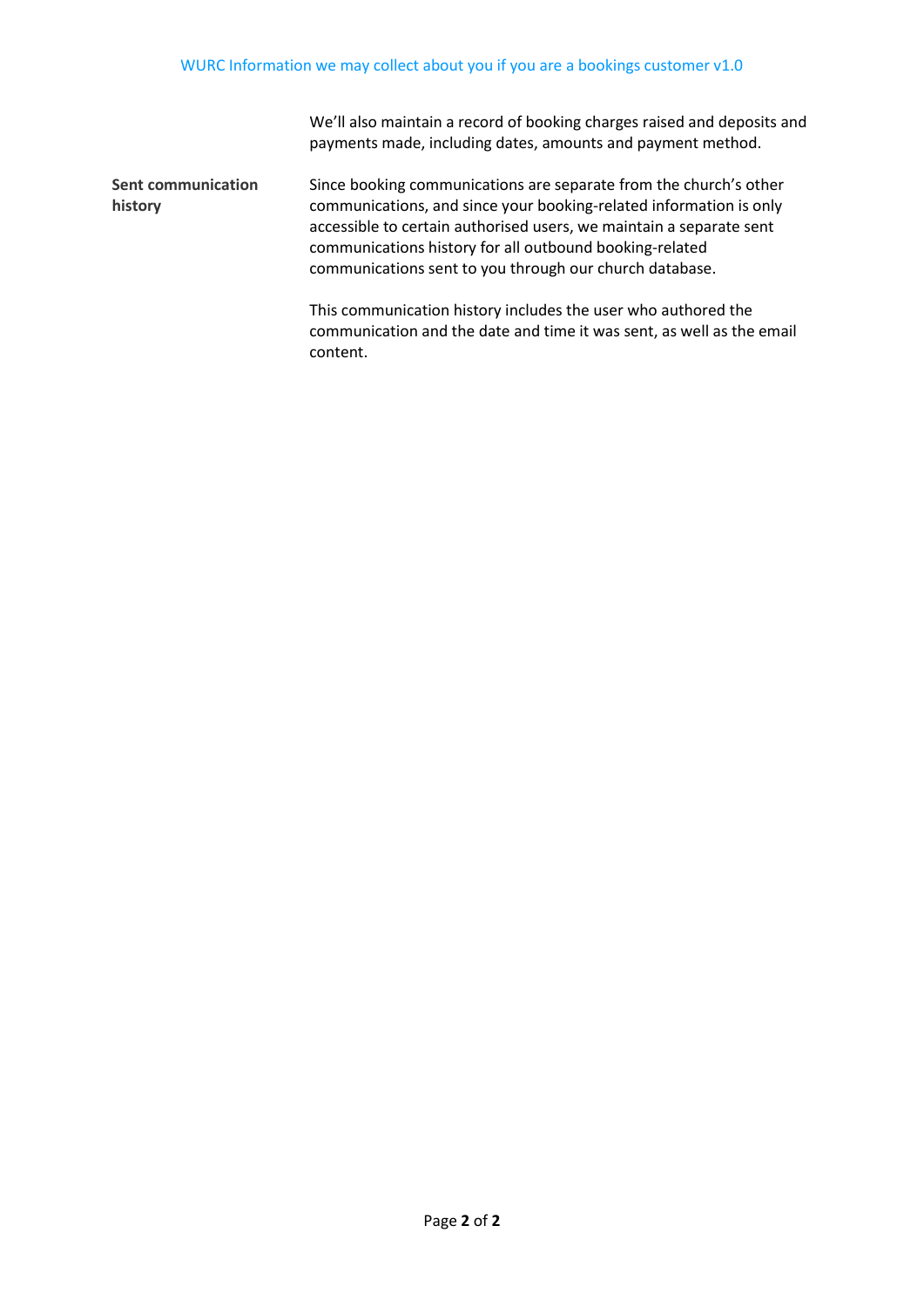| | |
|---|---|
| | We'll also maintain a record of booking charges raised and deposits and payments made, including dates, amounts and payment method. |
| **Sent communication history** | Since booking communications are separate from the church's other communications, and since your booking-related information is only accessible to certain authorised users, we maintain a separate sent communications history for all outbound booking-related communications sent to you through our church database.<br><br>This communication history includes the user who authored the communication and the date and time it was sent, as well as the email content. |